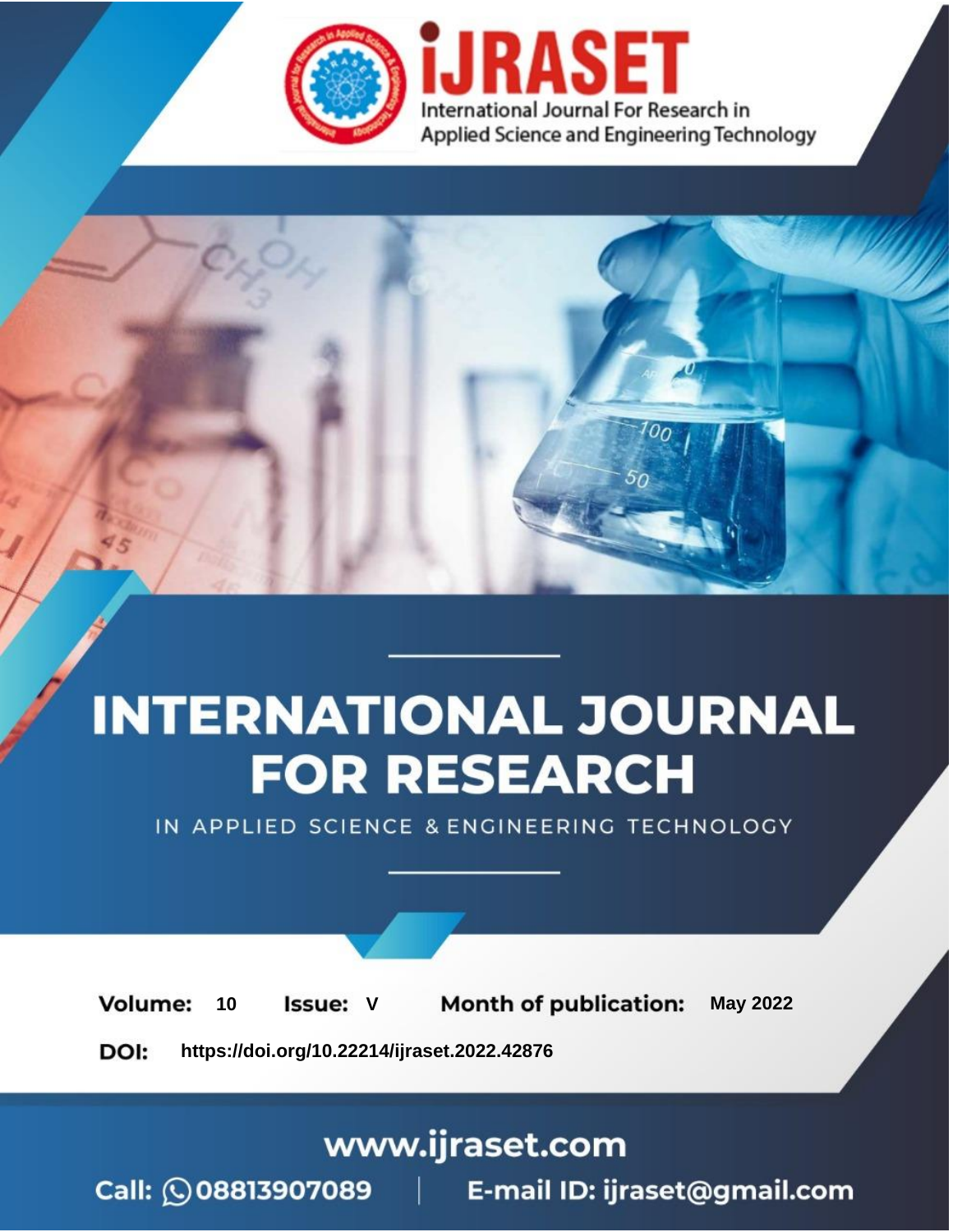# iJRASET

International Journal For Research in Applied Science and Engineering Technology

# INTERNATIONAL JOURNAL FOR RESEARCH

IN APPLIED SCIENCE & ENGINEERING TECHNOLOGY

**Volume:** 10 **Issue:** V **Month of publication:** May 2022

**DOI:** https://doi.org/10.22214/ijraset.2022.42876

www.ijraset.com

Call: 08813907089 | E-mail ID: ijraset@gmail.com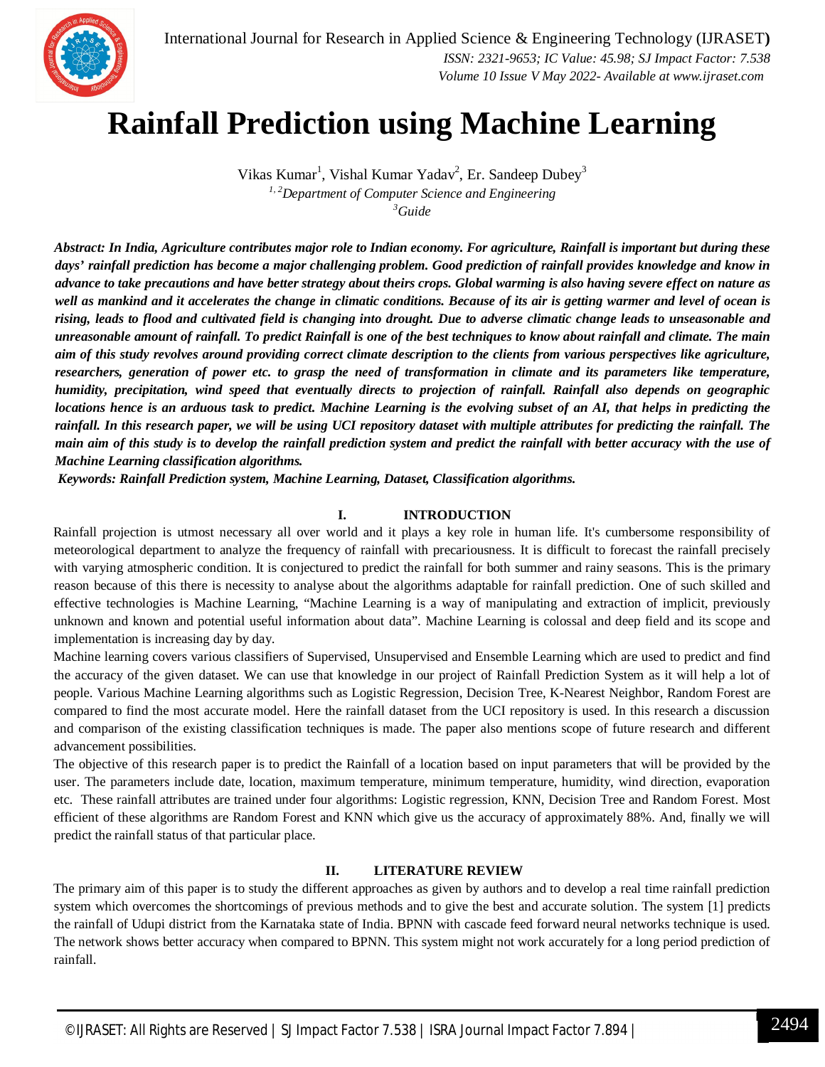# Rainfall Prediction using Machine Learning

Vikas Kumar[1], Vishal Kumar Yadav[2], Er. Sandeep Dubey[3]

[1, 2]*Department of Computer Science and Engineering*

[3]*Guide*

***Abstract:** In India, Agriculture contributes major role to Indian economy. For agriculture, Rainfall is important but during these days' rainfall prediction has become a major challenging problem. Good prediction of rainfall provides knowledge and know in advance to take precautions and have better strategy about theirs crops. Global warming is also having severe effect on nature as well as mankind and it accelerates the change in climatic conditions. Because of its air is getting warmer and level of ocean is rising, leads to flood and cultivated field is changing into drought. Due to adverse climatic change leads to unseasonable and unreasonable amount of rainfall. To predict Rainfall is one of the best techniques to know about rainfall and climate. The main aim of this study revolves around providing correct climate description to the clients from various perspectives like agriculture, researchers, generation of power etc. to grasp the need of transformation in climate and its parameters like temperature, humidity, precipitation, wind speed that eventually directs to projection of rainfall. Rainfall also depends on geographic locations hence is an arduous task to predict. Machine Learning is the evolving subset of an AI, that helps in predicting the rainfall. In this research paper, we will be using UCI repository dataset with multiple attributes for predicting the rainfall. The main aim of this study is to develop the rainfall prediction system and predict the rainfall with better accuracy with the use of Machine Learning classification algorithms.***

***Keywords:** Rainfall Prediction system, Machine Learning, Dataset, Classification algorithms.*

## I. INTRODUCTION

Rainfall projection is utmost necessary all over world and it plays a key role in human life. It's cumbersome responsibility of meteorological department to analyze the frequency of rainfall with precariousness. It is difficult to forecast the rainfall precisely with varying atmospheric condition. It is conjectured to predict the rainfall for both summer and rainy seasons. This is the primary reason because of this there is necessity to analyse about the algorithms adaptable for rainfall prediction. One of such skilled and effective technologies is Machine Learning, "Machine Learning is a way of manipulating and extraction of implicit, previously unknown and known and potential useful information about data". Machine Learning is colossal and deep field and its scope and implementation is increasing day by day.

Machine learning covers various classifiers of Supervised, Unsupervised and Ensemble Learning which are used to predict and find the accuracy of the given dataset. We can use that knowledge in our project of Rainfall Prediction System as it will help a lot of people. Various Machine Learning algorithms such as Logistic Regression, Decision Tree, K-Nearest Neighbor, Random Forest are compared to find the most accurate model. Here the rainfall dataset from the UCI repository is used. In this research a discussion and comparison of the existing classification techniques is made. The paper also mentions scope of future research and different advancement possibilities.

The objective of this research paper is to predict the Rainfall of a location based on input parameters that will be provided by the user. The parameters include date, location, maximum temperature, minimum temperature, humidity, wind direction, evaporation etc. These rainfall attributes are trained under four algorithms: Logistic regression, KNN, Decision Tree and Random Forest. Most efficient of these algorithms are Random Forest and KNN which give us the accuracy of approximately 88%. And, finally we will predict the rainfall status of that particular place.

## II. LITERATURE REVIEW

The primary aim of this paper is to study the different approaches as given by authors and to develop a real time rainfall prediction system which overcomes the shortcomings of previous methods and to give the best and accurate solution. The system [1] predicts the rainfall of Udupi district from the Karnataka state of India. BPNN with cascade feed forward neural networks technique is used. The network shows better accuracy when compared to BPNN. This system might not work accurately for a long period prediction of rainfall.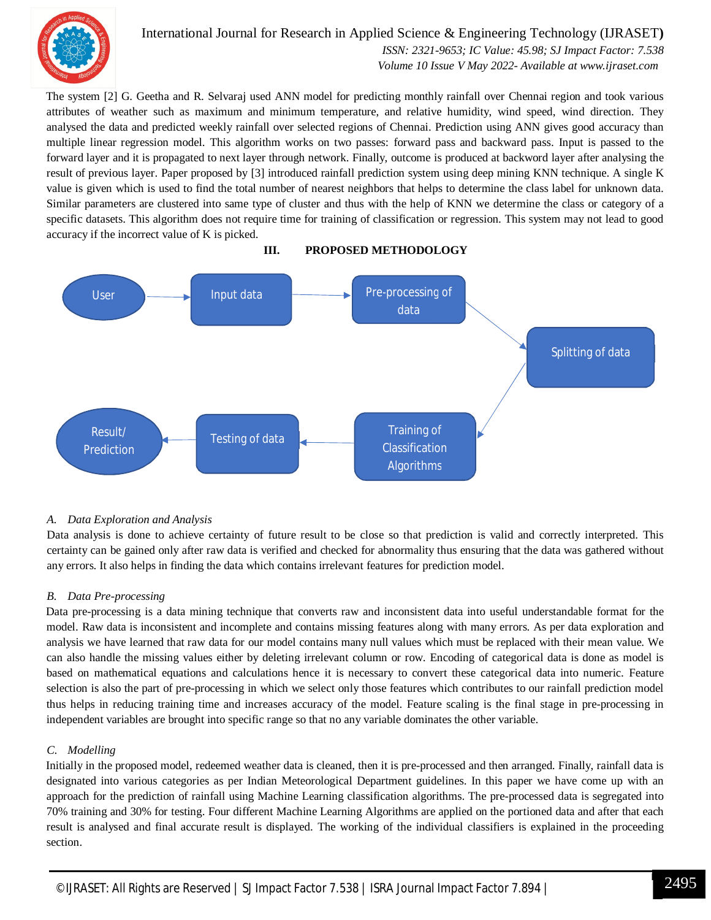The system [2] G. Geetha and R. Selvaraj used ANN model for predicting monthly rainfall over Chennai region and took various attributes of weather such as maximum and minimum temperature, and relative humidity, wind speed, wind direction. They analysed the data and predicted weekly rainfall over selected regions of Chennai. Prediction using ANN gives good accuracy than multiple linear regression model. This algorithm works on two passes: forward pass and backward pass. Input is passed to the forward layer and it is propagated to next layer through network. Finally, outcome is produced at backword layer after analysing the result of previous layer. Paper proposed by [3] introduced rainfall prediction system using deep mining KNN technique. A single K value is given which is used to find the total number of nearest neighbors that helps to determine the class label for unknown data. Similar parameters are clustered into same type of cluster and thus with the help of KNN we determine the class or category of a specific datasets. This algorithm does not require time for training of classification or regression. This system may not lead to good accuracy if the incorrect value of K is picked.

## III. PROPOSED METHODOLOGY

User → Input data → Pre-processing of data → Splitting of data → Training of Classification Algorithms → Testing of data → Result/ Prediction

### A. Data Exploration and Analysis

Data analysis is done to achieve certainty of future result to be close so that prediction is valid and correctly interpreted. This certainty can be gained only after raw data is verified and checked for abnormality thus ensuring that the data was gathered without any errors. It also helps in finding the data which contains irrelevant features for prediction model.

### B. Data Pre-processing

Data pre-processing is a data mining technique that converts raw and inconsistent data into useful understandable format for the model. Raw data is inconsistent and incomplete and contains missing features along with many errors. As per data exploration and analysis we have learned that raw data for our model contains many null values which must be replaced with their mean value. We can also handle the missing values either by deleting irrelevant column or row. Encoding of categorical data is done as model is based on mathematical equations and calculations hence it is necessary to convert these categorical data into numeric. Feature selection is also the part of pre-processing in which we select only those features which contributes to our rainfall prediction model thus helps in reducing training time and increases accuracy of the model. Feature scaling is the final stage in pre-processing in independent variables are brought into specific range so that no any variable dominates the other variable.

### C. Modelling

Initially in the proposed model, redeemed weather data is cleaned, then it is pre-processed and then arranged. Finally, rainfall data is designated into various categories as per Indian Meteorological Department guidelines. In this paper we have come up with an approach for the prediction of rainfall using Machine Learning classification algorithms. The pre-processed data is segregated into 70% training and 30% for testing. Four different Machine Learning Algorithms are applied on the portioned data and after that each result is analysed and final accurate result is displayed. The working of the individual classifiers is explained in the proceeding section.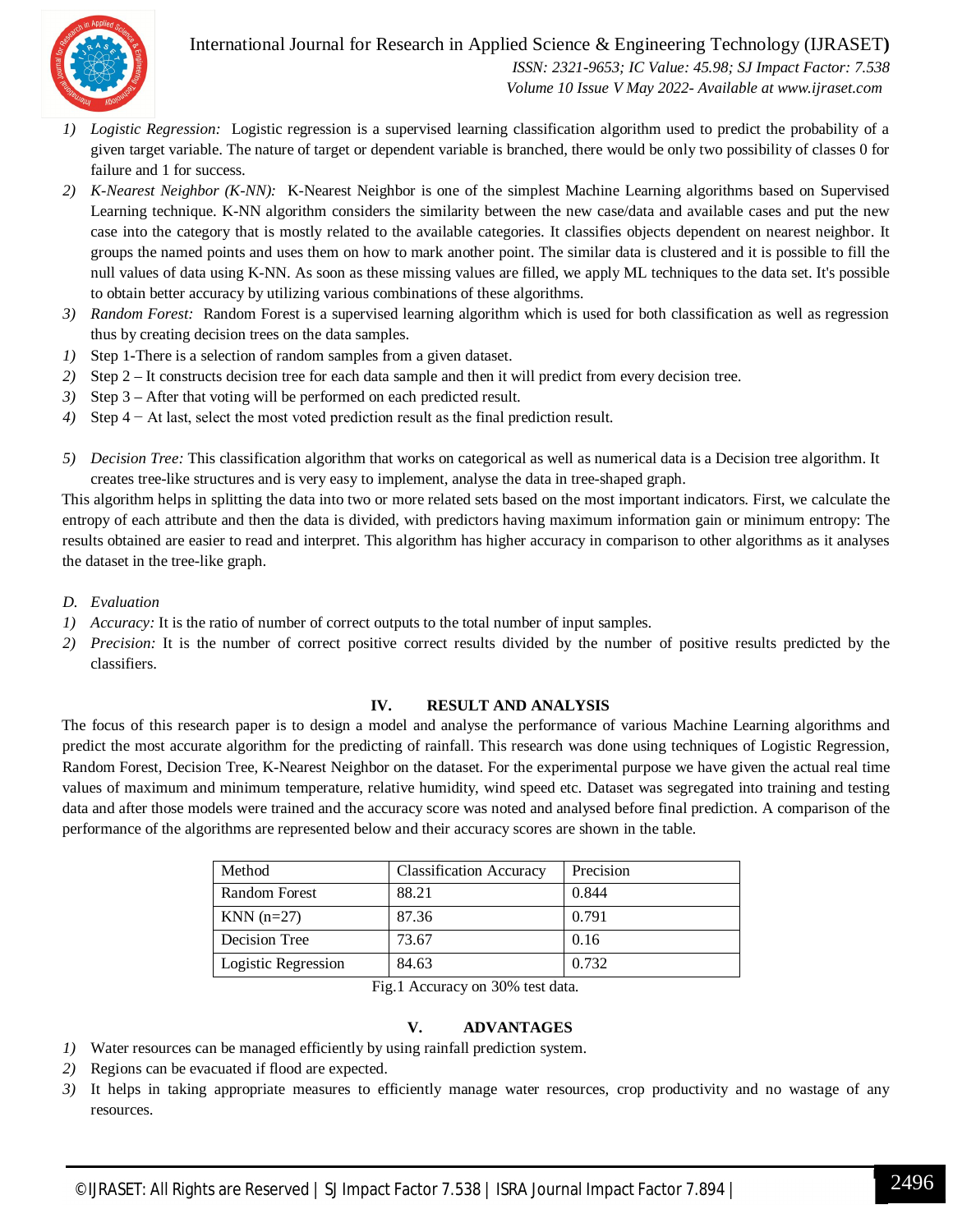1) *Logistic Regression:* Logistic regression is a supervised learning classification algorithm used to predict the probability of a given target variable. The nature of target or dependent variable is branched, there would be only two possibility of classes 0 for failure and 1 for success.
2) *K-Nearest Neighbor (K-NN):* K-Nearest Neighbor is one of the simplest Machine Learning algorithms based on Supervised Learning technique. K-NN algorithm considers the similarity between the new case/data and available cases and put the new case into the category that is mostly related to the available categories. It classifies objects dependent on nearest neighbor. It groups the named points and uses them on how to mark another point. The similar data is clustered and it is possible to fill the null values of data using K-NN. As soon as these missing values are filled, we apply ML techniques to the data set. It's possible to obtain better accuracy by utilizing various combinations of these algorithms.
3) *Random Forest:* Random Forest is a supervised learning algorithm which is used for both classification as well as regression thus by creating decision trees on the data samples.

1) Step 1-There is a selection of random samples from a given dataset.
2) Step 2 – It constructs decision tree for each data sample and then it will predict from every decision tree.
3) Step 3 – After that voting will be performed on each predicted result.
4) Step 4 − At last, select the most voted prediction result as the final prediction result.

5) *Decision Tree:* This classification algorithm that works on categorical as well as numerical data is a Decision tree algorithm. It creates tree-like structures and is very easy to implement, analyse the data in tree-shaped graph.

This algorithm helps in splitting the data into two or more related sets based on the most important indicators. First, we calculate the entropy of each attribute and then the data is divided, with predictors having maximum information gain or minimum entropy: The results obtained are easier to read and interpret. This algorithm has higher accuracy in comparison to other algorithms as it analyses the dataset in the tree-like graph.

### *D. Evaluation*

1) *Accuracy:* It is the ratio of number of correct outputs to the total number of input samples.
2) *Precision:* It is the number of correct positive correct results divided by the number of positive results predicted by the classifiers.

## IV. RESULT AND ANALYSIS

The focus of this research paper is to design a model and analyse the performance of various Machine Learning algorithms and predict the most accurate algorithm for the predicting of rainfall. This research was done using techniques of Logistic Regression, Random Forest, Decision Tree, K-Nearest Neighbor on the dataset. For the experimental purpose we have given the actual real time values of maximum and minimum temperature, relative humidity, wind speed etc. Dataset was segregated into training and testing data and after those models were trained and the accuracy score was noted and analysed before final prediction. A comparison of the performance of the algorithms are represented below and their accuracy scores are shown in the table.

| Method | Classification Accuracy | Precision |
|---|---|---|
| Random Forest | 88.21 | 0.844 |
| KNN (n=27) | 87.36 | 0.791 |
| Decision Tree | 73.67 | 0.16 |
| Logistic Regression | 84.63 | 0.732 |

Fig.1 Accuracy on 30% test data.

## V. ADVANTAGES

1) Water resources can be managed efficiently by using rainfall prediction system.
2) Regions can be evacuated if flood are expected.
3) It helps in taking appropriate measures to efficiently manage water resources, crop productivity and no wastage of any resources.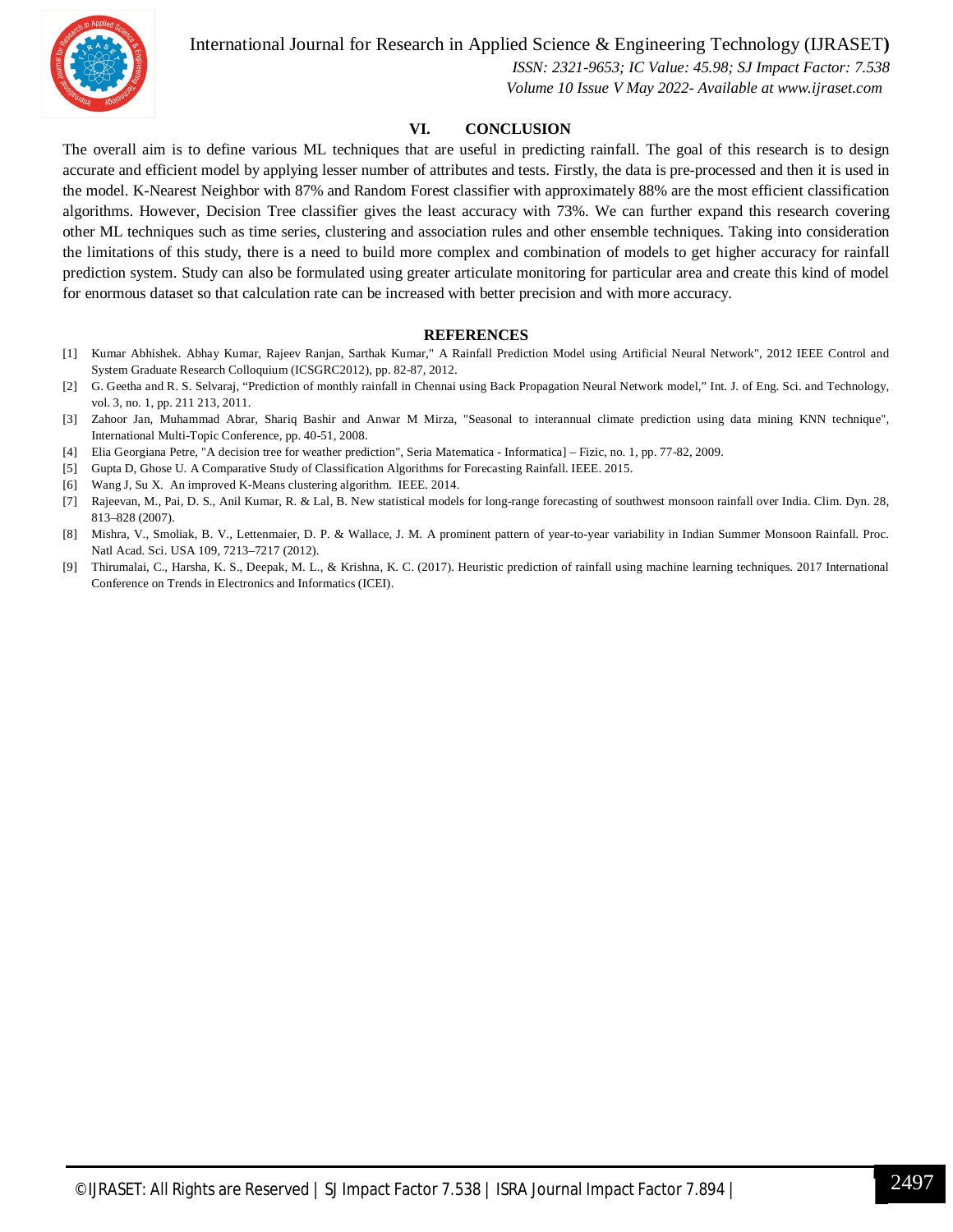## VI. CONCLUSION

The overall aim is to define various ML techniques that are useful in predicting rainfall. The goal of this research is to design accurate and efficient model by applying lesser number of attributes and tests. Firstly, the data is pre-processed and then it is used in the model. K-Nearest Neighbor with 87% and Random Forest classifier with approximately 88% are the most efficient classification algorithms. However, Decision Tree classifier gives the least accuracy with 73%. We can further expand this research covering other ML techniques such as time series, clustering and association rules and other ensemble techniques. Taking into consideration the limitations of this study, there is a need to build more complex and combination of models to get higher accuracy for rainfall prediction system. Study can also be formulated using greater articulate monitoring for particular area and create this kind of model for enormous dataset so that calculation rate can be increased with better precision and with more accuracy.

## REFERENCES

[1] Kumar Abhishek. Abhay Kumar, Rajeev Ranjan, Sarthak Kumar," A Rainfall Prediction Model using Artificial Neural Network", 2012 IEEE Control and System Graduate Research Colloquium (ICSGRC2012), pp. 82-87, 2012.

[2] G. Geetha and R. S. Selvaraj, “Prediction of monthly rainfall in Chennai using Back Propagation Neural Network model,” Int. J. of Eng. Sci. and Technology, vol. 3, no. 1, pp. 211 213, 2011.

[3] Zahoor Jan, Muhammad Abrar, Shariq Bashir and Anwar M Mirza, "Seasonal to interannual climate prediction using data mining KNN technique", International Multi-Topic Conference, pp. 40-51, 2008.

[4] Elia Georgiana Petre, "A decision tree for weather prediction", Seria Matematica - Informatica] – Fizic, no. 1, pp. 77-82, 2009.

[5] Gupta D, Ghose U. A Comparative Study of Classification Algorithms for Forecasting Rainfall. IEEE. 2015.

[6] Wang J, Su X. An improved K-Means clustering algorithm. IEEE. 2014.

[7] Rajeevan, M., Pai, D. S., Anil Kumar, R. & Lal, B. New statistical models for long-range forecasting of southwest monsoon rainfall over India. Clim. Dyn. 28, 813–828 (2007).

[8] Mishra, V., Smoliak, B. V., Lettenmaier, D. P. & Wallace, J. M. A prominent pattern of year-to-year variability in Indian Summer Monsoon Rainfall. Proc. Natl Acad. Sci. USA 109, 7213–7217 (2012).

[9] Thirumalai, C., Harsha, K. S., Deepak, M. L., & Krishna, K. C. (2017). Heuristic prediction of rainfall using machine learning techniques. 2017 International Conference on Trends in Electronics and Informatics (ICEI).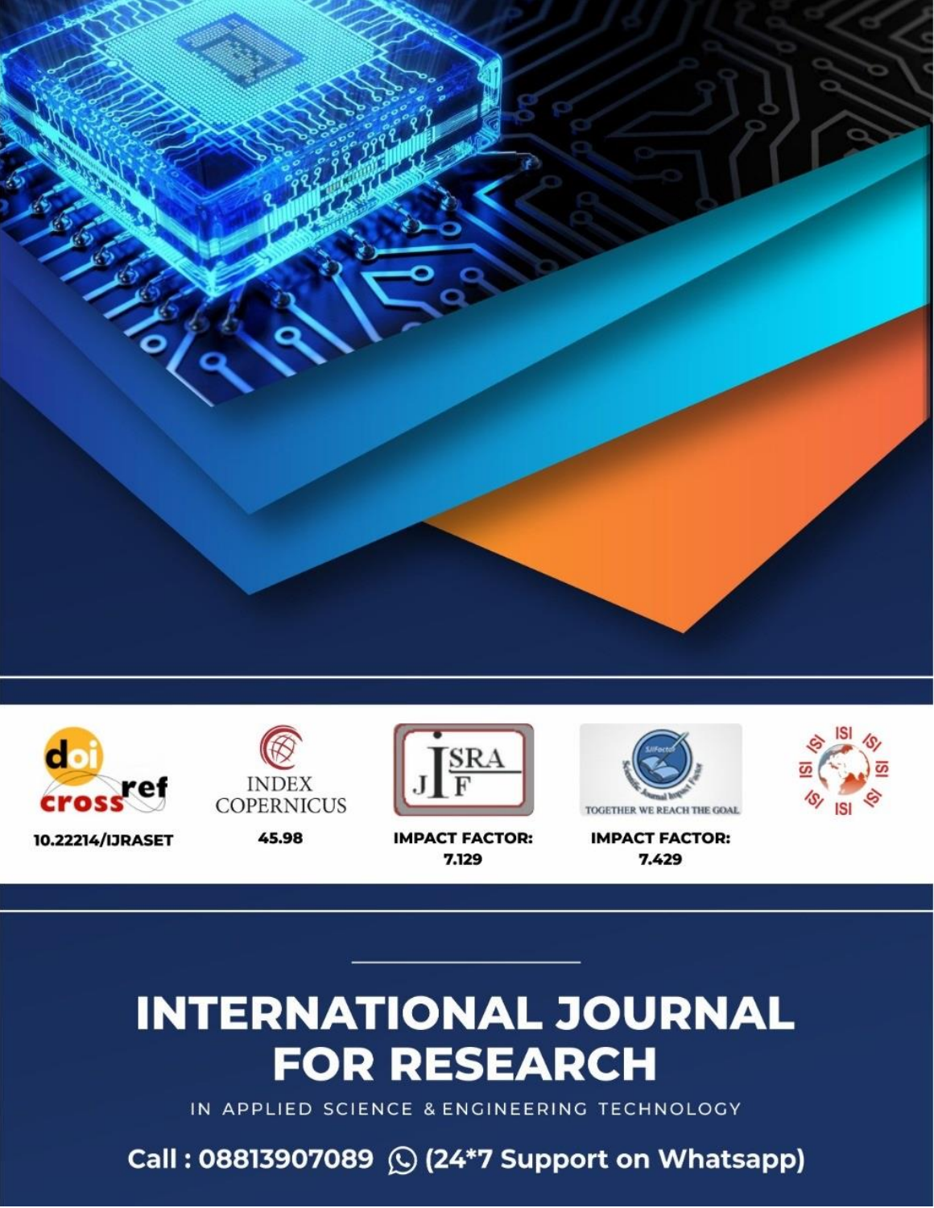10.22214/IJRASET

INDEX COPERNICUS

45.98

IMPACT FACTOR: 7.129

IMPACT FACTOR: 7.429

TOGETHER WE REACH THE GOAL

# INTERNATIONAL JOURNAL FOR RESEARCH

IN APPLIED SCIENCE & ENGINEERING TECHNOLOGY

Call : 08813907089 (24*7 Support on Whatsapp)